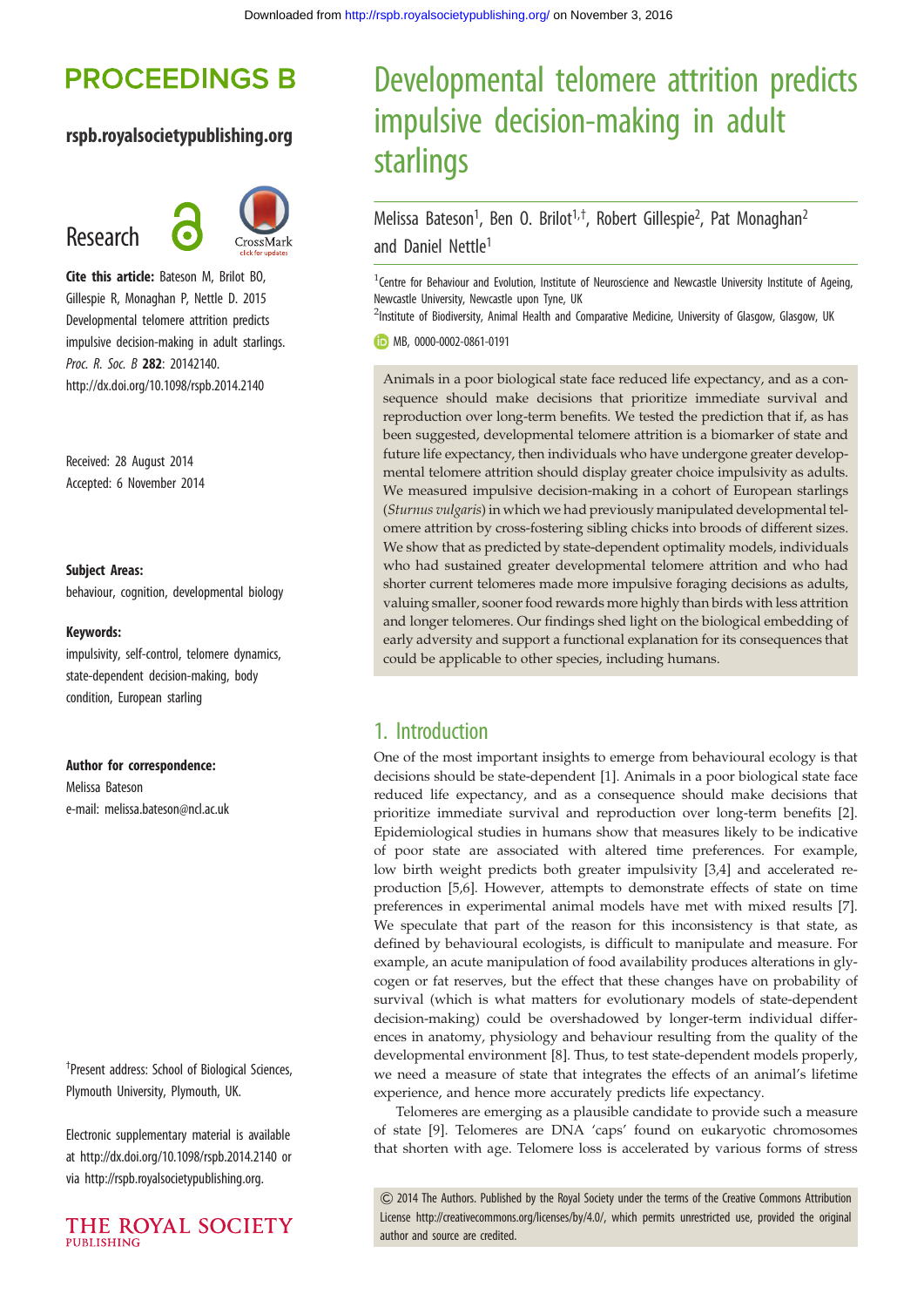# PROCEEDINGS B

**rspb.royalsocietypublishing.org**

Research

**Cite this article:** Bateson M, Brilot BO, Gillespie R, Monaghan P, Nettle D. 2015 Developmental telomere attrition predicts impulsive decision-making in adult starlings. *Proc. R. Soc. B* **282**: 20142140. http://dx.doi.org/10.1098/rspb.2014.2140

Received: 28 August 2014
Accepted: 6 November 2014

**Subject Areas:**
behaviour, cognition, developmental biology

**Keywords:**
impulsivity, self-control, telomere dynamics, state-dependent decision-making, body condition, European starling

**Author for correspondence:**
Melissa Bateson
e-mail: melissa.bateson@ncl.ac.uk

†Present address: School of Biological Sciences, Plymouth University, Plymouth, UK.

Electronic supplementary material is available at http://dx.doi.org/10.1098/rspb.2014.2140 or via http://rspb.royalsocietypublishing.org.

# Developmental telomere attrition predicts impulsive decision-making in adult starlings

Melissa Bateson[1], Ben O. Brilot[1,†], Robert Gillespie[2], Pat Monaghan[2] and Daniel Nettle[1]

[1]Centre for Behaviour and Evolution, Institute of Neuroscience and Newcastle University Institute of Ageing, Newcastle University, Newcastle upon Tyne, UK
[2]Institute of Biodiversity, Animal Health and Comparative Medicine, University of Glasgow, Glasgow, UK

MB, 0000-0002-0861-0191

Animals in a poor biological state face reduced life expectancy, and as a consequence should make decisions that prioritize immediate survival and reproduction over long-term benefits. We tested the prediction that if, as has been suggested, developmental telomere attrition is a biomarker of state and future life expectancy, then individuals who have undergone greater developmental telomere attrition should display greater choice impulsivity as adults. We measured impulsive decision-making in a cohort of European starlings (*Sturnus vulgaris*) in which we had previously manipulated developmental telomere attrition by cross-fostering sibling chicks into broods of different sizes. We show that as predicted by state-dependent optimality models, individuals who had sustained greater developmental telomere attrition and who had shorter current telomeres made more impulsive foraging decisions as adults, valuing smaller, sooner food rewards more highly than birds with less attrition and longer telomeres. Our findings shed light on the biological embedding of early adversity and support a functional explanation for its consequences that could be applicable to other species, including humans.

## 1. Introduction

One of the most important insights to emerge from behavioural ecology is that decisions should be state-dependent [1]. Animals in a poor biological state face reduced life expectancy, and as a consequence should make decisions that prioritize immediate survival and reproduction over long-term benefits [2]. Epidemiological studies in humans show that measures likely to be indicative of poor state are associated with altered time preferences. For example, low birth weight predicts both greater impulsivity [3,4] and accelerated reproduction [5,6]. However, attempts to demonstrate effects of state on time preferences in experimental animal models have met with mixed results [7]. We speculate that part of the reason for this inconsistency is that state, as defined by behavioural ecologists, is difficult to manipulate and measure. For example, an acute manipulation of food availability produces alterations in glycogen or fat reserves, but the effect that these changes have on probability of survival (which is what matters for evolutionary models of state-dependent decision-making) could be overshadowed by longer-term individual differences in anatomy, physiology and behaviour resulting from the quality of the developmental environment [8]. Thus, to test state-dependent models properly, we need a measure of state that integrates the effects of an animal's lifetime experience, and hence more accurately predicts life expectancy.

Telomeres are emerging as a plausible candidate to provide such a measure of state [9]. Telomeres are DNA 'caps' found on eukaryotic chromosomes that shorten with age. Telomere loss is accelerated by various forms of stress

© 2014 The Authors. Published by the Royal Society under the terms of the Creative Commons Attribution License http://creativecommons.org/licenses/by/4.0/, which permits unrestricted use, provided the original author and source are credited.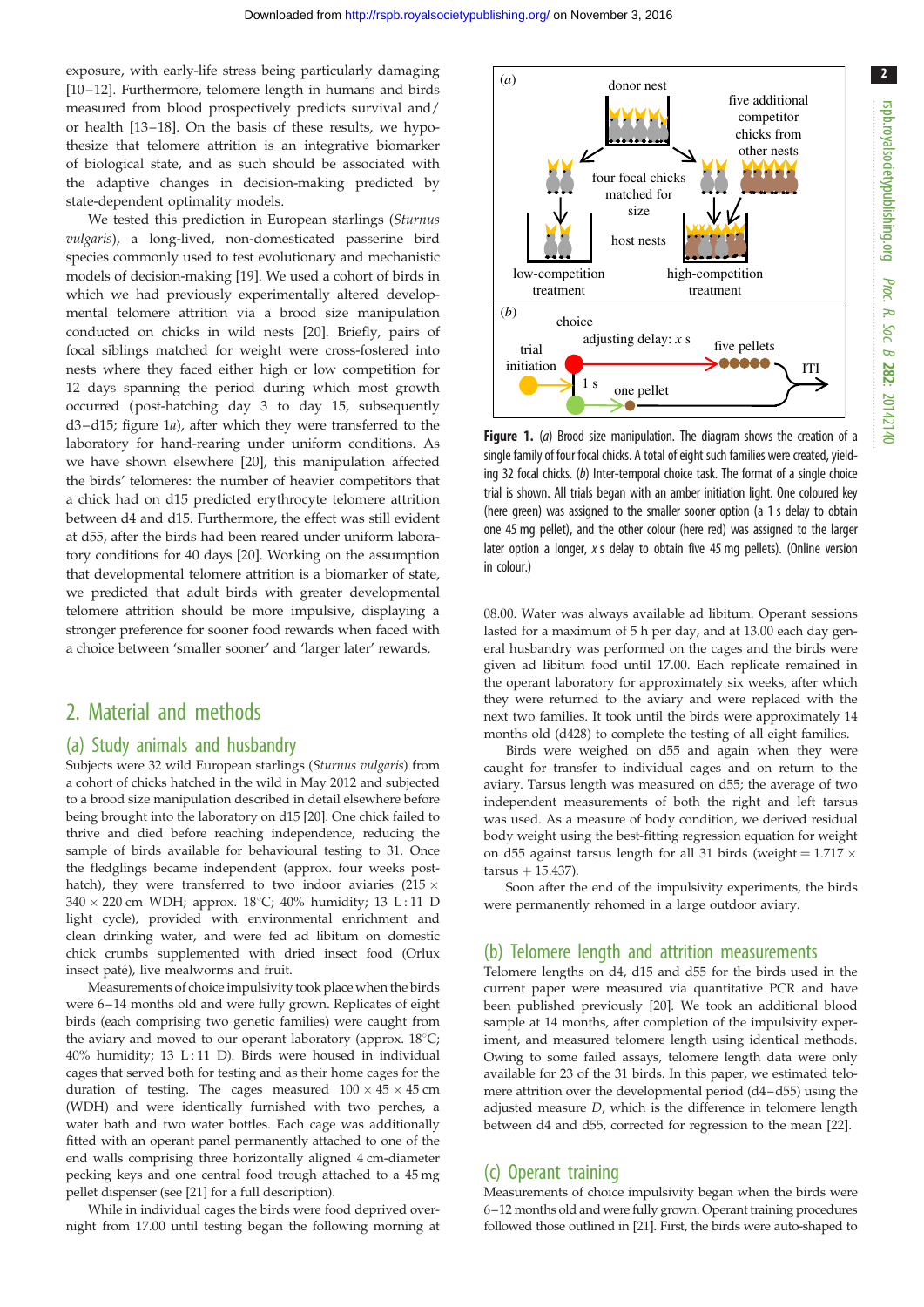exposure, with early-life stress being particularly damaging [10–12]. Furthermore, telomere length in humans and birds measured from blood prospectively predicts survival and/or health [13–18]. On the basis of these results, we hypothesize that telomere attrition is an integrative biomarker of biological state, and as such should be associated with the adaptive changes in decision-making predicted by state-dependent optimality models.

We tested this prediction in European starlings (*Sturnus vulgaris*), a long-lived, non-domesticated passerine bird species commonly used to test evolutionary and mechanistic models of decision-making [19]. We used a cohort of birds in which we had previously experimentally altered developmental telomere attrition via a brood size manipulation conducted on chicks in wild nests [20]. Briefly, pairs of focal siblings matched for weight were cross-fostered into nests where they faced either high or low competition for 12 days spanning the period during which most growth occurred (post-hatching day 3 to day 15, subsequently d3–d15; figure 1*a*), after which they were transferred to the laboratory for hand-rearing under uniform conditions. As we have shown elsewhere [20], this manipulation affected the birds' telomeres: the number of heavier competitors that a chick had on d15 predicted erythrocyte telomere attrition between d4 and d15. Furthermore, the effect was still evident at d55, after the birds had been reared under uniform laboratory conditions for 40 days [20]. Working on the assumption that developmental telomere attrition is a biomarker of state, we predicted that adult birds with greater developmental telomere attrition should be more impulsive, displaying a stronger preference for sooner food rewards when faced with a choice between 'smaller sooner' and 'larger later' rewards.

## 2. Material and methods

### (a) Study animals and husbandry

Subjects were 32 wild European starlings (*Sturnus vulgaris*) from a cohort of chicks hatched in the wild in May 2012 and subjected to a brood size manipulation described in detail elsewhere before being brought into the laboratory on d15 [20]. One chick failed to thrive and died before reaching independence, reducing the sample of birds available for behavioural testing to 31. Once the fledglings became independent (approx. four weeks post-hatch), they were transferred to two indoor aviaries (215 × 340 × 220 cm WDH; approx. 18°C; 40% humidity; 13 L : 11 D light cycle), provided with environmental enrichment and clean drinking water, and were fed ad libitum on domestic chick crumbs supplemented with dried insect food (Orlux insect paté), live mealworms and fruit.

Measurements of choice impulsivity took place when the birds were 6–14 months old and were fully grown. Replicates of eight birds (each comprising two genetic families) were caught from the aviary and moved to our operant laboratory (approx. 18°C; 40% humidity; 13 L : 11 D). Birds were housed in individual cages that served both for testing and as their home cages for the duration of testing. The cages measured 100 × 45 × 45 cm (WDH) and were identically furnished with two perches, a water bath and two water bottles. Each cage was additionally fitted with an operant panel permanently attached to one of the end walls comprising three horizontally aligned 4 cm-diameter pecking keys and one central food trough attached to a 45 mg pellet dispenser (see [21] for a full description).

While in individual cages the birds were food deprived overnight from 17.00 until testing began the following morning at 08.00. Water was always available ad libitum. Operant sessions lasted for a maximum of 5 h per day, and at 13.00 each day general husbandry was performed on the cages and the birds were given ad libitum food until 17.00. Each replicate remained in the operant laboratory for approximately six weeks, after which they were returned to the aviary and were replaced with the next two families. It took until the birds were approximately 14 months old (d428) to complete the testing of all eight families.

Birds were weighed on d55 and again when they were caught for transfer to individual cages and on return to the aviary. Tarsus length was measured on d55; the average of two independent measurements of both the right and left tarsus was used. As a measure of body condition, we derived residual body weight using the best-fitting regression equation for weight on d55 against tarsus length for all 31 birds (weight = 1.717 × tarsus + 15.437).

Soon after the end of the impulsivity experiments, the birds were permanently rehomed in a large outdoor aviary.

### (b) Telomere length and attrition measurements

Telomere lengths on d4, d15 and d55 for the birds used in the current paper were measured via quantitative PCR and have been published previously [20]. We took an additional blood sample at 14 months, after completion of the impulsivity experiment, and measured telomere length using identical methods. Owing to some failed assays, telomere length data were only available for 23 of the 31 birds. In this paper, we estimated telomere attrition over the developmental period (d4–d55) using the adjusted measure *D*, which is the difference in telomere length between d4 and d55, corrected for regression to the mean [22].

### (c) Operant training

Measurements of choice impulsivity began when the birds were 6–12 months old and were fully grown. Operant training procedures followed those outlined in [21]. First, the birds were auto-shaped to

**Figure 1.** (*a*) Brood size manipulation. The diagram shows the creation of a single family of four focal chicks. A total of eight such families were created, yielding 32 focal chicks. (*b*) Inter-temporal choice task. The format of a single choice trial is shown. All trials began with an amber initiation light. One coloured key (here green) was assigned to the smaller sooner option (a 1 s delay to obtain one 45 mg pellet), and the other colour (here red) was assigned to the larger later option a longer, *x* s delay to obtain five 45 mg pellets). (Online version in colour.)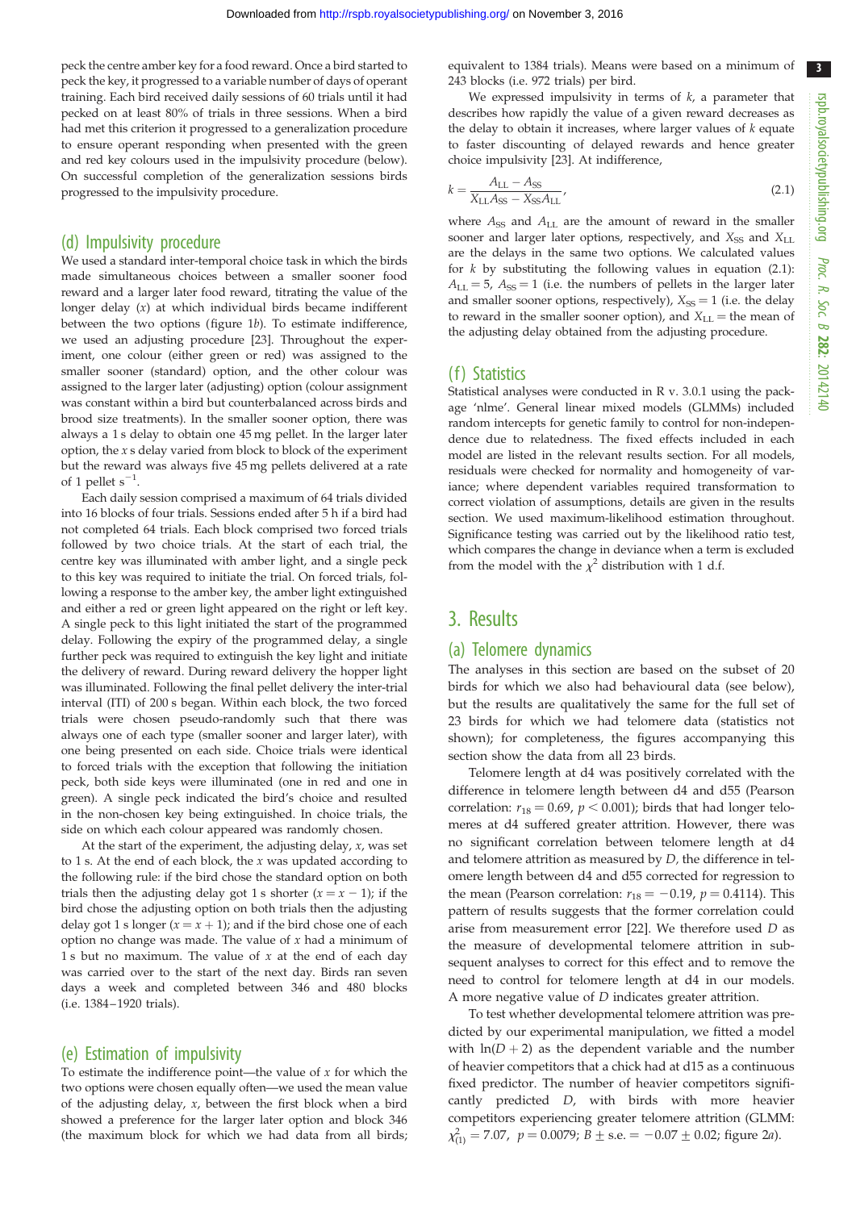peck the centre amber key for a food reward. Once a bird started to peck the key, it progressed to a variable number of days of operant training. Each bird received daily sessions of 60 trials until it had pecked on at least 80% of trials in three sessions. When a bird had met this criterion it progressed to a generalization procedure to ensure operant responding when presented with the green and red key colours used in the impulsivity procedure (below). On successful completion of the generalization sessions birds progressed to the impulsivity procedure.

## (d) Impulsivity procedure

We used a standard inter-temporal choice task in which the birds made simultaneous choices between a smaller sooner food reward and a larger later food reward, titrating the value of the longer delay ($x$) at which individual birds became indifferent between the two options (figure 1*b*). To estimate indifference, we used an adjusting procedure [23]. Throughout the experiment, one colour (either green or red) was assigned to the smaller sooner (standard) option, and the other colour was assigned to the larger later (adjusting) option (colour assignment was constant within a bird but counterbalanced across birds and brood size treatments). In the smaller sooner option, there was always a 1 s delay to obtain one 45 mg pellet. In the larger later option, the $x$ s delay varied from block to block of the experiment but the reward was always five 45 mg pellets delivered at a rate of 1 pellet $s^{-1}$.

Each daily session comprised a maximum of 64 trials divided into 16 blocks of four trials. Sessions ended after 5 h if a bird had not completed 64 trials. Each block comprised two forced trials followed by two choice trials. At the start of each trial, the centre key was illuminated with amber light, and a single peck to this key was required to initiate the trial. On forced trials, following a response to the amber key, the amber light extinguished and either a red or green light appeared on the right or left key. A single peck to this light initiated the start of the programmed delay. Following the expiry of the programmed delay, a single further peck was required to extinguish the key light and initiate the delivery of reward. During reward delivery the hopper light was illuminated. Following the final pellet delivery the inter-trial interval (ITI) of 200 s began. Within each block, the two forced trials were chosen pseudo-randomly such that there was always one of each type (smaller sooner and larger later), with one being presented on each side. Choice trials were identical to forced trials with the exception that following the initiation peck, both side keys were illuminated (one in red and one in green). A single peck indicated the bird's choice and resulted in the non-chosen key being extinguished. In choice trials, the side on which each colour appeared was randomly chosen.

At the start of the experiment, the adjusting delay, $x$, was set to 1 s. At the end of each block, the $x$ was updated according to the following rule: if the bird chose the standard option on both trials then the adjusting delay got 1 s shorter ($x = x - 1$); if the bird chose the adjusting option on both trials then the adjusting delay got 1 s longer ($x = x + 1$); and if the bird chose one of each option no change was made. The value of $x$ had a minimum of 1 s but no maximum. The value of $x$ at the end of each day was carried over to the start of the next day. Birds ran seven days a week and completed between 346 and 480 blocks (i.e. 1384–1920 trials).

## (e) Estimation of impulsivity

To estimate the indifference point—the value of $x$ for which the two options were chosen equally often—we used the mean value of the adjusting delay, $x$, between the first block when a bird showed a preference for the larger later option and block 346 (the maximum block for which we had data from all birds; equivalent to 1384 trials). Means were based on a minimum of 243 blocks (i.e. 972 trials) per bird.

We expressed impulsivity in terms of $k$, a parameter that describes how rapidly the value of a given reward decreases as the delay to obtain it increases, where larger values of $k$ equate to faster discounting of delayed rewards and hence greater choice impulsivity [23]. At indifference,

$$k = \frac{A_{LL} - A_{SS}}{X_{LL}A_{SS} - X_{SS}A_{LL}}, \tag{2.1}$$

where $A_{SS}$ and $A_{LL}$ are the amount of reward in the smaller sooner and larger later options, respectively, and $X_{SS}$ and $X_{LL}$ are the delays in the same two options. We calculated values for $k$ by substituting the following values in equation (2.1): $A_{LL} = 5$, $A_{SS} = 1$ (i.e. the numbers of pellets in the larger later and smaller sooner options, respectively), $X_{SS} = 1$ (i.e. the delay to reward in the smaller sooner option), and $X_{LL}$ = the mean of the adjusting delay obtained from the adjusting procedure.

## (f) Statistics

Statistical analyses were conducted in R v. 3.0.1 using the package 'nlme'. General linear mixed models (GLMMs) included random intercepts for genetic family to control for non-independence due to relatedness. The fixed effects included in each model are listed in the relevant results section. For all models, residuals were checked for normality and homogeneity of variance; where dependent variables required transformation to correct violation of assumptions, details are given in the results section. We used maximum-likelihood estimation throughout. Significance testing was carried out by the likelihood ratio test, which compares the change in deviance when a term is excluded from the model with the $\chi^2$ distribution with 1 d.f.

# 3. Results

## (a) Telomere dynamics

The analyses in this section are based on the subset of 20 birds for which we also had behavioural data (see below), but the results are qualitatively the same for the full set of 23 birds for which we had telomere data (statistics not shown); for completeness, the figures accompanying this section show the data from all 23 birds.

Telomere length at d4 was positively correlated with the difference in telomere length between d4 and d55 (Pearson correlation: $r_{18} = 0.69$, $p < 0.001$); birds that had longer telomeres at d4 suffered greater attrition. However, there was no significant correlation between telomere length at d4 and telomere attrition as measured by $D$, the difference in telomere length between d4 and d55 corrected for regression to the mean (Pearson correlation: $r_{18} = -0.19$, $p = 0.4114$). This pattern of results suggests that the former correlation could arise from measurement error [22]. We therefore used $D$ as the measure of developmental telomere attrition in subsequent analyses to correct for this effect and to remove the need to control for telomere length at d4 in our models. A more negative value of $D$ indicates greater attrition.

To test whether developmental telomere attrition was predicted by our experimental manipulation, we fitted a model with $\ln(D + 2)$ as the dependent variable and the number of heavier competitors that a chick had at d15 as a continuous fixed predictor. The number of heavier competitors significantly predicted $D$, with birds with more heavier competitors experiencing greater telomere attrition (GLMM: $\chi^2_{(1)} = 7.07$, $p = 0.0079$; $B \pm$ s.e. $= -0.07 \pm 0.02$; figure 2*a*).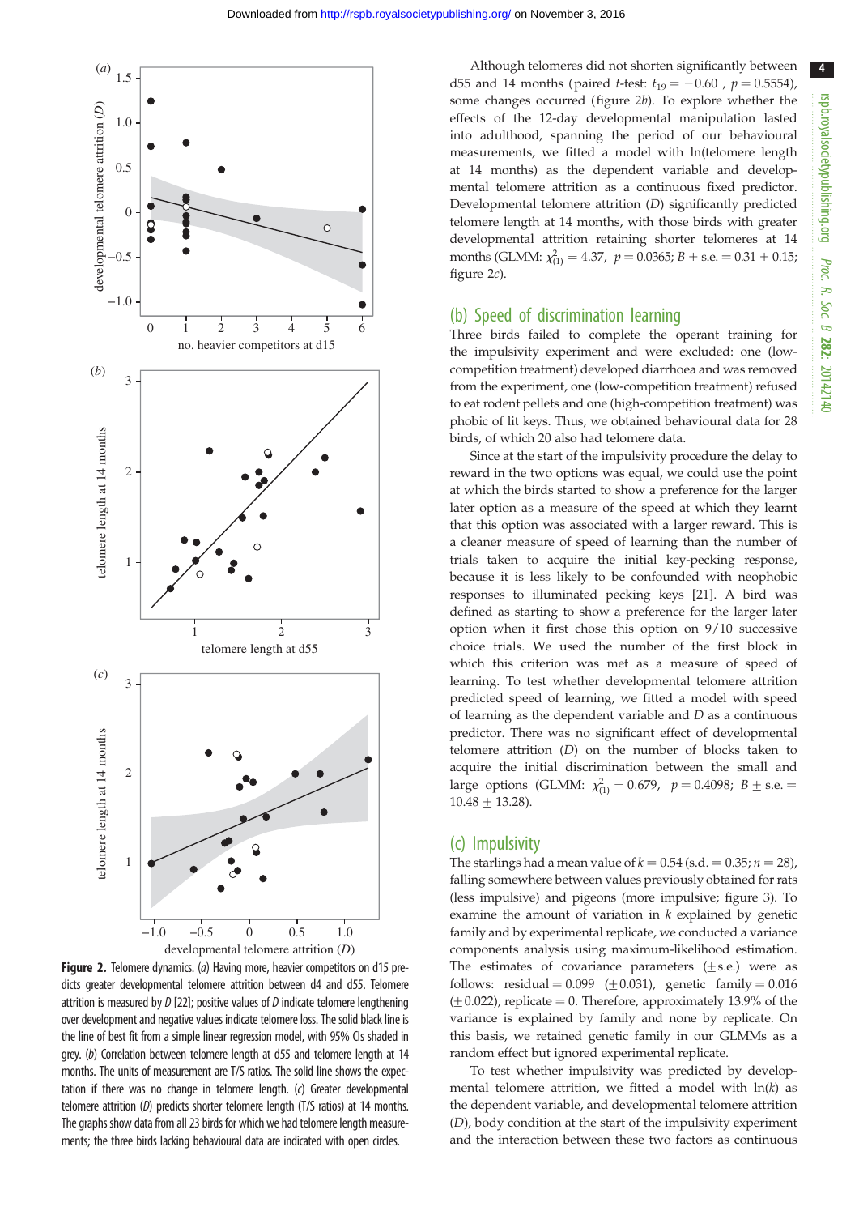Although telomeres did not shorten significantly between d55 and 14 months (paired *t*-test: $t_{19} = -0.60$, $p = 0.5554$), some changes occurred (figure 2*b*). To explore whether the effects of the 12-day developmental manipulation lasted into adulthood, spanning the period of our behavioural measurements, we fitted a model with ln(telomere length at 14 months) as the dependent variable and developmental telomere attrition as a continuous fixed predictor. Developmental telomere attrition (*D*) significantly predicted telomere length at 14 months, with those birds with greater developmental attrition retaining shorter telomeres at 14 months (GLMM: $\chi^2_{(1)} = 4.37$, $p = 0.0365$; $B \pm$ s.e. $= 0.31 \pm 0.15$; figure 2*c*).

Figure 2. Telomere dynamics. (*a*) Having more, heavier competitors on d15 predicts greater developmental telomere attrition between d4 and d55. Telomere attrition is measured by *D* [22]; positive values of *D* indicate telomere lengthening over development and negative values indicate telomere loss. The solid black line is the line of best fit from a simple linear regression model, with 95% CIs shaded in grey. (*b*) Correlation between telomere length at d55 and telomere length at 14 months. The units of measurement are T/S ratios. The solid line shows the expectation if there was no change in telomere length. (*c*) Greater developmental telomere attrition (*D*) predicts shorter telomere length (T/S ratios) at 14 months. The graphs show data from all 23 birds for which we had telomere length measurements; the three birds lacking behavioural data are indicated with open circles.

## (b) Speed of discrimination learning

Three birds failed to complete the operant training for the impulsivity experiment and were excluded: one (low-competition treatment) developed diarrhoea and was removed from the experiment, one (low-competition treatment) refused to eat rodent pellets and one (high-competition treatment) was phobic of lit keys. Thus, we obtained behavioural data for 28 birds, of which 20 also had telomere data.

Since at the start of the impulsivity procedure the delay to reward in the two options was equal, we could use the point at which the birds started to show a preference for the larger later option as a measure of the speed at which they learnt that this option was associated with a larger reward. This is a cleaner measure of speed of learning than the number of trials taken to acquire the initial key-pecking response, because it is less likely to be confounded with neophobic responses to illuminated pecking keys [21]. A bird was defined as starting to show a preference for the larger later option when it first chose this option on 9/10 successive choice trials. We used the number of the first block in which this criterion was met as a measure of speed of learning. To test whether developmental telomere attrition predicted speed of learning, we fitted a model with speed of learning as the dependent variable and *D* as a continuous predictor. There was no significant effect of developmental telomere attrition (*D*) on the number of blocks taken to acquire the initial discrimination between the small and large options (GLMM: $\chi^2_{(1)} = 0.679$, $p = 0.4098$; $B \pm$ s.e. $=$ $10.48 \pm 13.28$).

## (c) Impulsivity

The starlings had a mean value of $k = 0.54$ (s.d. $= 0.35$; $n = 28$), falling somewhere between values previously obtained for rats (less impulsive) and pigeons (more impulsive; figure 3). To examine the amount of variation in *k* explained by genetic family and by experimental replicate, we conducted a variance components analysis using maximum-likelihood estimation. The estimates of covariance parameters ($\pm$s.e.) were as follows: residual $= 0.099$ ($\pm 0.031$), genetic family $= 0.016$ ($\pm 0.022$), replicate $= 0$. Therefore, approximately 13.9% of the variance is explained by family and none by replicate. On this basis, we retained genetic family in our GLMMs as a random effect but ignored experimental replicate.

To test whether impulsivity was predicted by developmental telomere attrition, we fitted a model with ln(*k*) as the dependent variable, and developmental telomere attrition (*D*), body condition at the start of the impulsivity experiment and the interaction between these two factors as continuous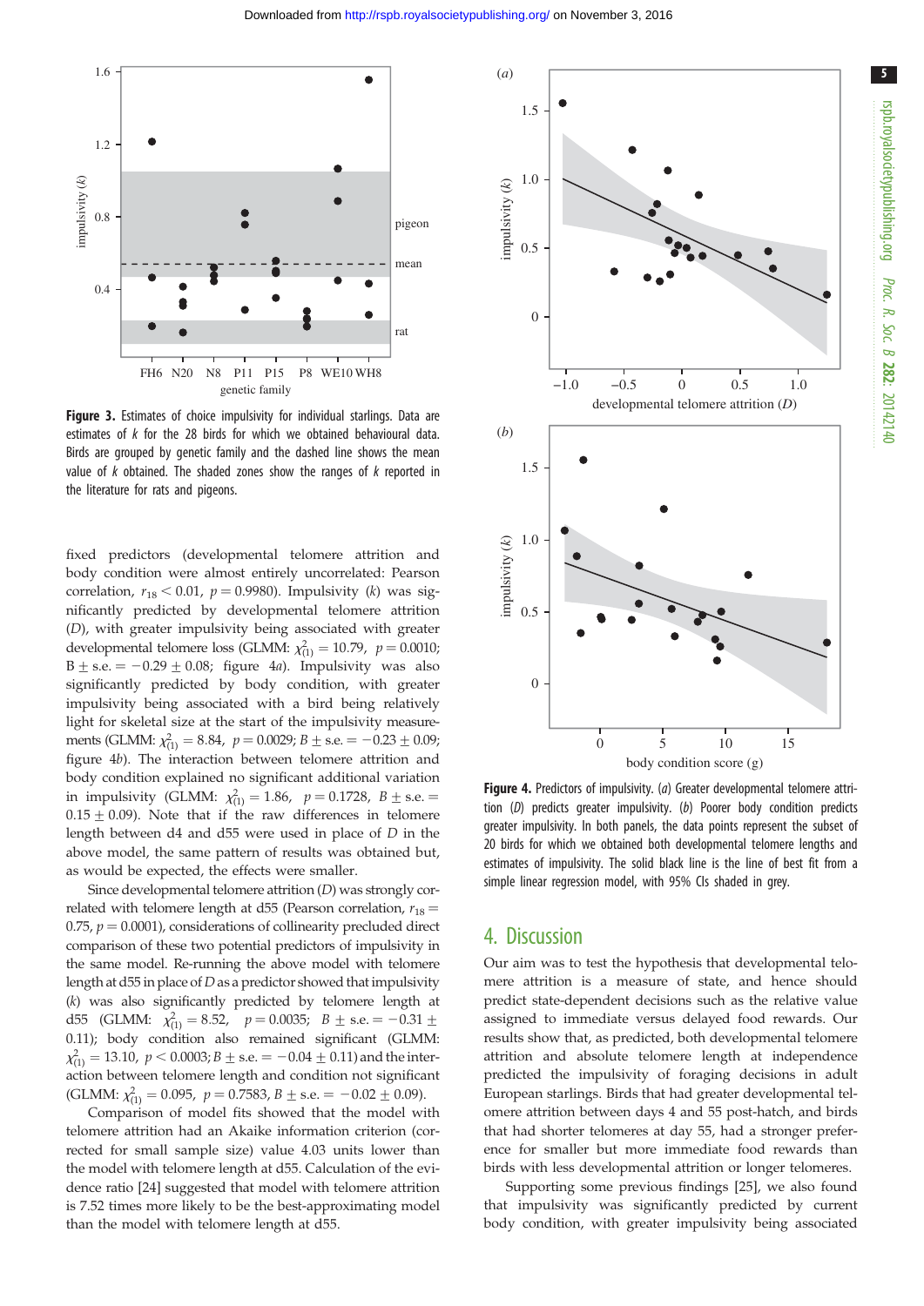**Figure 3.** Estimates of choice impulsivity for individual starlings. Data are estimates of $k$ for the 28 birds for which we obtained behavioural data. Birds are grouped by genetic family and the dashed line shows the mean value of $k$ obtained. The shaded zones show the ranges of $k$ reported in the literature for rats and pigeons.

fixed predictors (developmental telomere attrition and body condition were almost entirely uncorrelated: Pearson correlation, $r_{18} < 0.01$, $p = 0.9980$). Impulsivity ($k$) was significantly predicted by developmental telomere attrition ($D$), with greater impulsivity being associated with greater developmental telomere loss (GLMM: $\chi^2_{(1)} = 10.79$, $p = 0.0010$; $B \pm$ s.e. $= -0.29 \pm 0.08$; figure 4*a*). Impulsivity was also significantly predicted by body condition, with greater impulsivity being associated with a bird being relatively light for skeletal size at the start of the impulsivity measurements (GLMM: $\chi^2_{(1)} = 8.84$, $p = 0.0029$; $B \pm$ s.e. $= -0.23 \pm 0.09$; figure 4*b*). The interaction between telomere attrition and body condition explained no significant additional variation in impulsivity (GLMM: $\chi^2_{(1)} = 1.86$, $p = 0.1728$, $B \pm$ s.e. $= 0.15 \pm 0.09$). Note that if the raw differences in telomere length between d4 and d55 were used in place of $D$ in the above model, the same pattern of results was obtained but, as would be expected, the effects were smaller.

Since developmental telomere attrition ($D$) was strongly correlated with telomere length at d55 (Pearson correlation, $r_{18} = 0.75$, $p = 0.0001$), considerations of collinearity precluded direct comparison of these two potential predictors of impulsivity in the same model. Re-running the above model with telomere length at d55 in place of $D$ as a predictor showed that impulsivity ($k$) was also significantly predicted by telomere length at d55 (GLMM: $\chi^2_{(1)} = 8.52$, $p = 0.0035$; $B \pm$ s.e. $= -0.31 \pm 0.11$); body condition also remained significant (GLMM: $\chi^2_{(1)} = 13.10$, $p < 0.0003$; $B \pm$ s.e. $= -0.04 \pm 0.11$) and the interaction between telomere length and condition not significant (GLMM: $\chi^2_{(1)} = 0.095$, $p = 0.7583$, $B \pm$ s.e. $= -0.02 \pm 0.09$).

Comparison of model fits showed that the model with telomere attrition had an Akaike information criterion (corrected for small sample size) value 4.03 units lower than the model with telomere length at d55. Calculation of the evidence ratio [24] suggested that model with telomere attrition is 7.52 times more likely to be the best-approximating model than the model with telomere length at d55.

**Figure 4.** Predictors of impulsivity. (*a*) Greater developmental telomere attrition ($D$) predicts greater impulsivity. (*b*) Poorer body condition predicts greater impulsivity. In both panels, the data points represent the subset of 20 birds for which we obtained both developmental telomere lengths and estimates of impulsivity. The solid black line is the line of best fit from a simple linear regression model, with 95% CIs shaded in grey.

## 4. Discussion

Our aim was to test the hypothesis that developmental telomere attrition is a measure of state, and hence should predict state-dependent decisions such as the relative value assigned to immediate versus delayed food rewards. Our results show that, as predicted, both developmental telomere attrition and absolute telomere length at independence predicted the impulsivity of foraging decisions in adult European starlings. Birds that had greater developmental telomere attrition between days 4 and 55 post-hatch, and birds that had shorter telomeres at day 55, had a stronger preference for smaller but more immediate food rewards than birds with less developmental attrition or longer telomeres.

Supporting some previous findings [25], we also found that impulsivity was significantly predicted by current body condition, with greater impulsivity being associated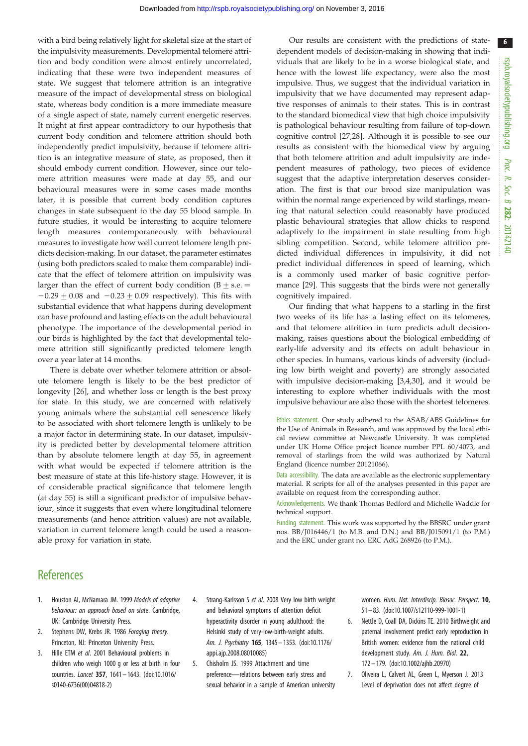with a bird being relatively light for skeletal size at the start of the impulsivity measurements. Developmental telomere attrition and body condition were almost entirely uncorrelated, indicating that these were two independent measures of state. We suggest that telomere attrition is an integrative measure of the impact of developmental stress on biological state, whereas body condition is a more immediate measure of a single aspect of state, namely current energetic reserves. It might at first appear contradictory to our hypothesis that current body condition and telomere attrition should both independently predict impulsivity, because if telomere attrition is an integrative measure of state, as proposed, then it should embody current condition. However, since our telomere attrition measures were made at day 55, and our behavioural measures were in some cases made months later, it is possible that current body condition captures changes in state subsequent to the day 55 blood sample. In future studies, it would be interesting to acquire telomere length measures contemporaneously with behavioural measures to investigate how well current telomere length predicts decision-making. In our dataset, the parameter estimates (using both predictors scaled to make them comparable) indicate that the effect of telomere attrition on impulsivity was larger than the effect of current body condition ($B \pm$ s.e. $= -0.29 \pm 0.08$ and $-0.23 \pm 0.09$ respectively). This fits with substantial evidence that what happens during development can have profound and lasting effects on the adult behavioural phenotype. The importance of the developmental period in our birds is highlighted by the fact that developmental telomere attrition still significantly predicted telomere length over a year later at 14 months.

There is debate over whether telomere attrition or absolute telomere length is likely to be the best predictor of longevity [26], and whether loss or length is the best proxy for state. In this study, we are concerned with relatively young animals where the substantial cell senescence likely to be associated with short telomere length is unlikely to be a major factor in determining state. In our dataset, impulsivity is predicted better by developmental telomere attrition than by absolute telomere length at day 55, in agreement with what would be expected if telomere attrition is the best measure of state at this life-history stage. However, it is of considerable practical significance that telomere length (at day 55) is still a significant predictor of impulsive behaviour, since it suggests that even where longitudinal telomere measurements (and hence attrition values) are not available, variation in current telomere length could be used a reasonable proxy for variation in state.

Our results are consistent with the predictions of state-dependent models of decision-making in showing that individuals that are likely to be in a worse biological state, and hence with the lowest life expectancy, were also the most impulsive. Thus, we suggest that the individual variation in impulsivity that we have documented may represent adaptive responses of animals to their states. This is in contrast to the standard biomedical view that high choice impulsivity is pathological behaviour resulting from failure of top-down cognitive control [27,28]. Although it is possible to see our results as consistent with the biomedical view by arguing that both telomere attrition and adult impulsivity are independent measures of pathology, two pieces of evidence suggest that the adaptive interpretation deserves consideration. The first is that our brood size manipulation was within the normal range experienced by wild starlings, meaning that natural selection could reasonably have produced plastic behavioural strategies that allow chicks to respond adaptively to the impairment in state resulting from high sibling competition. Second, while telomere attrition predicted individual differences in impulsivity, it did not predict individual differences in speed of learning, which is a commonly used marker of basic cognitive performance [29]. This suggests that the birds were not generally cognitively impaired.

Our finding that what happens to a starling in the first two weeks of its life has a lasting effect on its telomeres, and that telomere attrition in turn predicts adult decision-making, raises questions about the biological embedding of early-life adversity and its effects on adult behaviour in other species. In humans, various kinds of adversity (including low birth weight and poverty) are strongly associated with impulsive decision-making [3,4,30], and it would be interesting to explore whether individuals with the most impulsive behaviour are also those with the shortest telomeres.

Ethics statement. Our study adhered to the ASAB/ABS Guidelines for the Use of Animals in Research, and was approved by the local ethical review committee at Newcastle University. It was completed under UK Home Office project licence number PPL 60/4073, and removal of starlings from the wild was authorized by Natural England (licence number 20121066).

Data accessibility. The data are available as the electronic supplementary material. R scripts for all of the analyses presented in this paper are available on request from the corresponding author.

Acknowledgements. We thank Thomas Bedford and Michelle Waddle for technical support.

Funding statement. This work was supported by the BBSRC under grant nos. BB/J016446/1 (to M.B. and D.N.) and BB/J015091/1 (to P.M.) and the ERC under grant no. ERC AdG 268926 (to P.M.).

## References

1. Houston AI, McNamara JM. 1999 *Models of adaptive behaviour: an approach based on state*. Cambridge, UK: Cambridge University Press.
2. Stephens DW, Krebs JR. 1986 *Foraging theory*. Princeton, NJ: Princeton University Press.
3. Hille ETM *et al*. 2001 Behavioural problems in children who weigh 1000 g or less at birth in four countries. *Lancet* **357**, 1641–1643. (doi:10.1016/s0140-6736(00)04818-2)
4. Strang-Karlsson S *et al*. 2008 Very low birth weight and behavioral symptoms of attention deficit hyperactivity disorder in young adulthood: the Helsinki study of very-low-birth-weight adults. *Am. J. Psychiatry* **165**, 1345–1353. (doi:10.1176/appi.ajp.2008.08010085)
5. Chisholm JS. 1999 Attachment and time preference—relations between early stress and sexual behavior in a sample of American university women. *Hum. Nat. Interdiscip. Biosoc. Perspect.* **10**, 51–83. (doi:10.1007/s12110-999-1001-1)
6. Nettle D, Coall DA, Dickins TE. 2010 Birthweight and paternal involvement predict early reproduction in British women: evidence from the national child development study. *Am. J. Hum. Biol.* **22**, 172–179. (doi:10.1002/ajhb.20970)
7. Oliveira L, Calvert AL, Green L, Myerson J. 2013 Level of deprivation does not affect degree of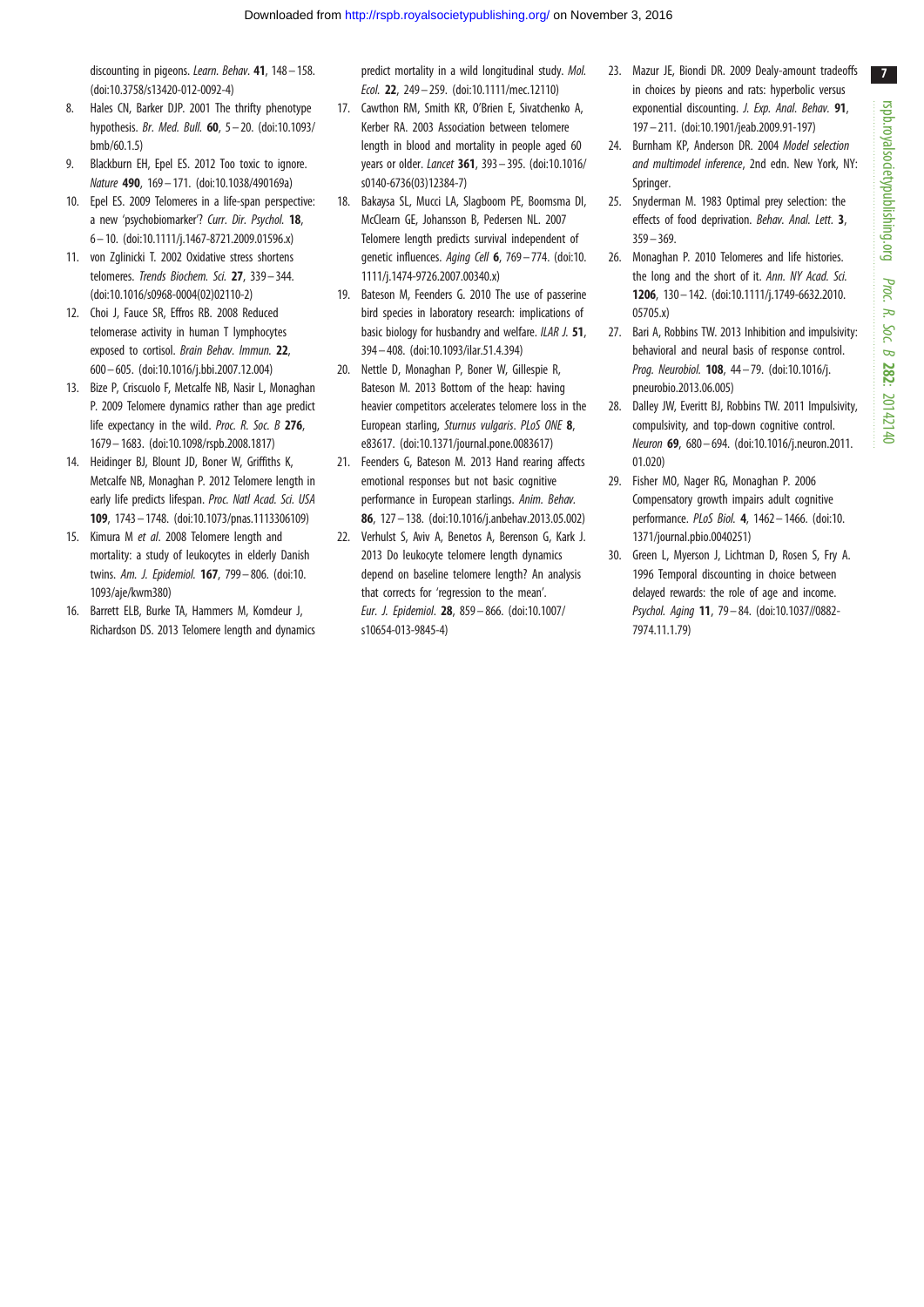discounting in pigeons. *Learn. Behav.* **41**, 148–158. (doi:10.3758/s13420-012-0092-4)

8. Hales CN, Barker DJP. 2001 The thrifty phenotype hypothesis. *Br. Med. Bull.* **60**, 5–20. (doi:10.1093/bmb/60.1.5)
9. Blackburn EH, Epel ES. 2012 Too toxic to ignore. *Nature* **490**, 169–171. (doi:10.1038/490169a)
10. Epel ES. 2009 Telomeres in a life-span perspective: a new 'psychobiomarker'? *Curr. Dir. Psychol.* **18**, 6–10. (doi:10.1111/j.1467-8721.2009.01596.x)
11. von Zglinicki T. 2002 Oxidative stress shortens telomeres. *Trends Biochem. Sci.* **27**, 339–344. (doi:10.1016/s0968-0004(02)02110-2)
12. Choi J, Fauce SR, Effros RB. 2008 Reduced telomerase activity in human T lymphocytes exposed to cortisol. *Brain Behav. Immun.* **22**, 600–605. (doi:10.1016/j.bbi.2007.12.004)
13. Bize P, Criscuolo F, Metcalfe NB, Nasir L, Monaghan P. 2009 Telomere dynamics rather than age predict life expectancy in the wild. *Proc. R. Soc. B* **276**, 1679–1683. (doi:10.1098/rspb.2008.1817)
14. Heidinger BJ, Blount JD, Boner W, Griffiths K, Metcalfe NB, Monaghan P. 2012 Telomere length in early life predicts lifespan. *Proc. Natl Acad. Sci. USA* **109**, 1743–1748. (doi:10.1073/pnas.1113306109)
15. Kimura M *et al*. 2008 Telomere length and mortality: a study of leukocytes in elderly Danish twins. *Am. J. Epidemiol.* **167**, 799–806. (doi:10.1093/aje/kwm380)
16. Barrett ELB, Burke TA, Hammers M, Komdeur J, Richardson DS. 2013 Telomere length and dynamics predict mortality in a wild longitudinal study. *Mol. Ecol.* **22**, 249–259. (doi:10.1111/mec.12110)
17. Cawthon RM, Smith KR, O'Brien E, Sivatchenko A, Kerber RA. 2003 Association between telomere length in blood and mortality in people aged 60 years or older. *Lancet* **361**, 393–395. (doi:10.1016/s0140-6736(03)12384-7)
18. Bakaysa SL, Mucci LA, Slagboom PE, Boomsma DI, McClearn GE, Johansson B, Pedersen NL. 2007 Telomere length predicts survival independent of genetic influences. *Aging Cell* **6**, 769–774. (doi:10.1111/j.1474-9726.2007.00340.x)
19. Bateson M, Feenders G. 2010 The use of passerine bird species in laboratory research: implications of basic biology for husbandry and welfare. *ILAR J.* **51**, 394–408. (doi:10.1093/ilar.51.4.394)
20. Nettle D, Monaghan P, Boner W, Gillespie R, Bateson M. 2013 Bottom of the heap: having heavier competitors accelerates telomere loss in the European starling, *Sturnus vulgaris*. *PLoS ONE* **8**, e83617. (doi:10.1371/journal.pone.0083617)
21. Feenders G, Bateson M. 2013 Hand rearing affects emotional responses but not basic cognitive performance in European starlings. *Anim. Behav.* **86**, 127–138. (doi:10.1016/j.anbehav.2013.05.002)
22. Verhulst S, Aviv A, Benetos A, Berenson G, Kark J. 2013 Do leukocyte telomere length dynamics depend on baseline telomere length? An analysis that corrects for 'regression to the mean'. *Eur. J. Epidemiol.* **28**, 859–866. (doi:10.1007/s10654-013-9845-4)
23. Mazur JE, Biondi DR. 2009 Dealy-amount tradeoffs in choices by pieons and rats: hyperbolic versus exponential discounting. *J. Exp. Anal. Behav.* **91**, 197–211. (doi:10.1901/jeab.2009.91-197)
24. Burnham KP, Anderson DR. 2004 *Model selection and multimodel inference*, 2nd edn. New York, NY: Springer.
25. Snyderman M. 1983 Optimal prey selection: the effects of food deprivation. *Behav. Anal. Lett.* **3**, 359–369.
26. Monaghan P. 2010 Telomeres and life histories. the long and the short of it. *Ann. NY Acad. Sci.* **1206**, 130–142. (doi:10.1111/j.1749-6632.2010.05705.x)
27. Bari A, Robbins TW. 2013 Inhibition and impulsivity: behavioral and neural basis of response control. *Prog. Neurobiol.* **108**, 44–79. (doi:10.1016/j.pneurobio.2013.06.005)
28. Dalley JW, Everitt BJ, Robbins TW. 2011 Impulsivity, compulsivity, and top-down cognitive control. *Neuron* **69**, 680–694. (doi:10.1016/j.neuron.2011.01.020)
29. Fisher MO, Nager RG, Monaghan P. 2006 Compensatory growth impairs adult cognitive performance. *PLoS Biol.* **4**, 1462–1466. (doi:10.1371/journal.pbio.0040251)
30. Green L, Myerson J, Lichtman D, Rosen S, Fry A. 1996 Temporal discounting in choice between delayed rewards: the role of age and income. *Psychol. Aging* **11**, 79–84. (doi:10.1037//0882-7974.11.1.79)